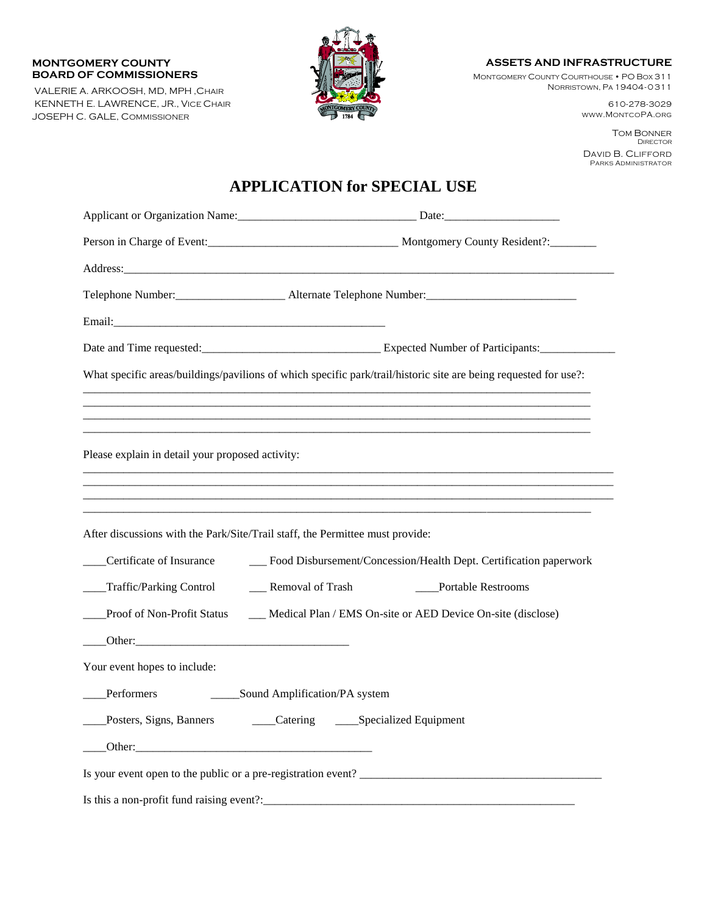**MONTGOMERY COUNTY**
**BOARD OF COMMISSIONERS**

VALERIE A. ARKOOSH, MD, MPH ,CHAIR
KENNETH E. LAWRENCE, JR., VICE CHAIR
JOSEPH C. GALE, COMMISSIONER

**ASSETS AND INFRASTRUCTURE**

MONTGOMERY COUNTY COURTHOUSE • PO BOX 311
NORRISTOWN, PA 19404-0311

610-278-3029
WWW.MONTCOPA.ORG

TOM BONNER
DIRECTOR

DAVID B. CLIFFORD
PARKS ADMINISTRATOR

# APPLICATION for SPECIAL USE

Applicant or Organization Name:______________________________ Date:____________________

Person in Charge of Event:________________________________ Montgomery County Resident?:________

Address:_________________________________________________________________________________

Telephone Number:__________________ Alternate Telephone Number:_________________________

Email:_______________________________________________

Date and Time requested:______________________________ Expected Number of Participants:_____________

What specific areas/buildings/pavilions of which specific park/trail/historic site are being requested for use?:

_____________________________________________________________________________________
_____________________________________________________________________________________
_____________________________________________________________________________________
_____________________________________________________________________________________

Please explain in detail your proposed activity:

_____________________________________________________________________________________
_____________________________________________________________________________________
_____________________________________________________________________________________
_____________________________________________________________________________________

After discussions with the Park/Site/Trail staff, the Permittee must provide:

____Certificate of Insurance ___ Food Disbursement/Concession/Health Dept. Certification paperwork

____Traffic/Parking Control ___ Removal of Trash ____Portable Restrooms

____Proof of Non-Profit Status ___ Medical Plan / EMS On-site or AED Device On-site (disclose)

____Other:____________________________________

Your event hopes to include:

____Performers _____Sound Amplification/PA system

____Posters, Signs, Banners ____Catering ____Specialized Equipment

____Other:__________________________________________

Is your event open to the public or a pre-registration event? __________________________________________

Is this a non-profit fund raising event?:________________________________________________________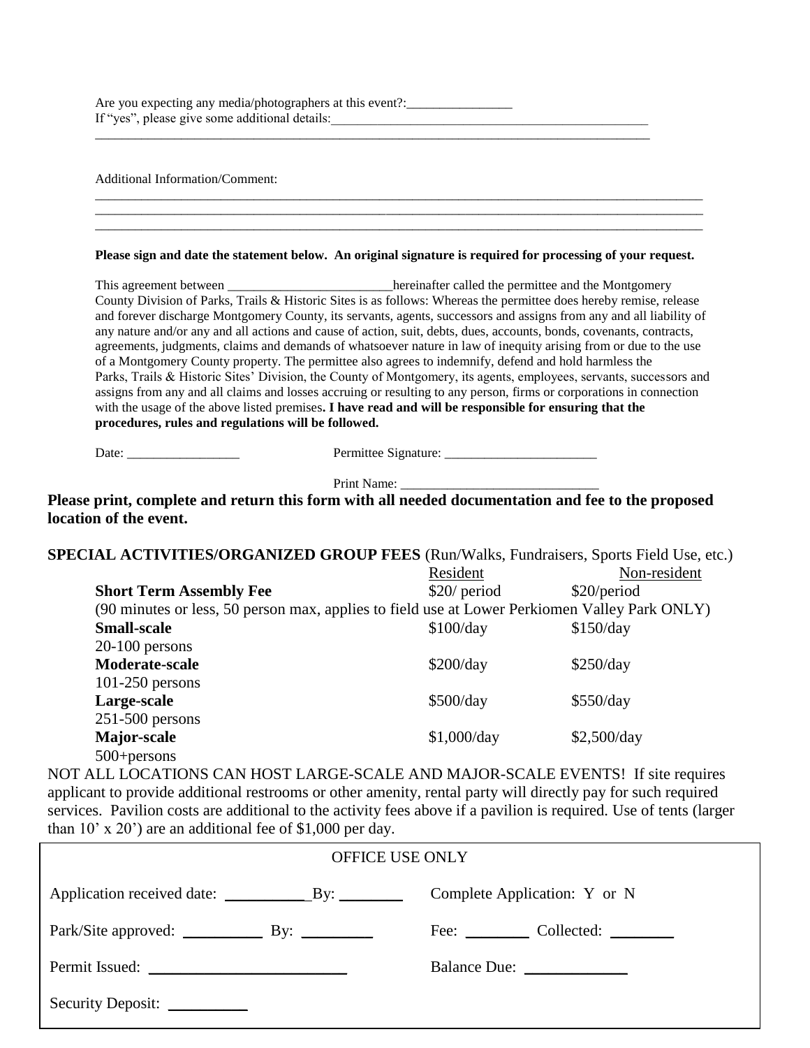Are you expecting any media/photographers at this event?:________________
If "yes", please give some additional details:_________________________________________________
_____________________________________________________________________________________

Additional Information/Comment:
_____________________________________________________________________________________
_____________________________________________________________________________________
_____________________________________________________________________________________

**Please sign and date the statement below. An original signature is required for processing of your request.**

This agreement between _________________________hereinafter called the permittee and the Montgomery County Division of Parks, Trails & Historic Sites is as follows: Whereas the permittee does hereby remise, release and forever discharge Montgomery County, its servants, agents, successors and assigns from any and all liability of any nature and/or any and all actions and cause of action, suit, debts, dues, accounts, bonds, covenants, contracts, agreements, judgments, claims and demands of whatsoever nature in law of inequity arising from or due to the use of a Montgomery County property. The permittee also agrees to indemnify, defend and hold harmless the Parks, Trails & Historic Sites' Division, the County of Montgomery, its agents, employees, servants, successors and assigns from any and all claims and losses accruing or resulting to any person, firms or corporations in connection with the usage of the above listed premises**. I have read and will be responsible for ensuring that the procedures, rules and regulations will be followed.**

Date: _________________ Permittee Signature: _______________________

Print Name: _____________________________

**Please print, complete and return this form with all needed documentation and fee to the proposed location of the event.**

**SPECIAL ACTIVITIES/ORGANIZED GROUP FEES** (Run/Walks, Fundraisers, Sports Field Use, etc.)

| | Resident | Non-resident |
|---|---|---|
| **Short Term Assembly Fee** (90 minutes or less, 50 person max, applies to field use at Lower Perkiomen Valley Park ONLY) | $20/ period | $20/period |
| **Small-scale** 20-100 persons | $100/day | $150/day |
| **Moderate-scale** 101-250 persons | $200/day | $250/day |
| **Large-scale** 251-500 persons | $500/day | $550/day |
| **Major-scale** 500+persons | $1,000/day | $2,500/day |

NOT ALL LOCATIONS CAN HOST LARGE-SCALE AND MAJOR-SCALE EVENTS! If site requires applicant to provide additional restrooms or other amenity, rental party will directly pay for such required services. Pavilion costs are additional to the activity fees above if a pavilion is required. Use of tents (larger than 10' x 20') are an additional fee of $1,000 per day.

| OFFICE USE ONLY | |
|---|---|
| Application received date: __________ By: ________ | Complete Application: Y or N |
| Park/Site approved: __________ By: _________ | Fee: ________ Collected: ________ |
| Permit Issued: ________________________ | Balance Due: _____________ |
| Security Deposit: __________ | |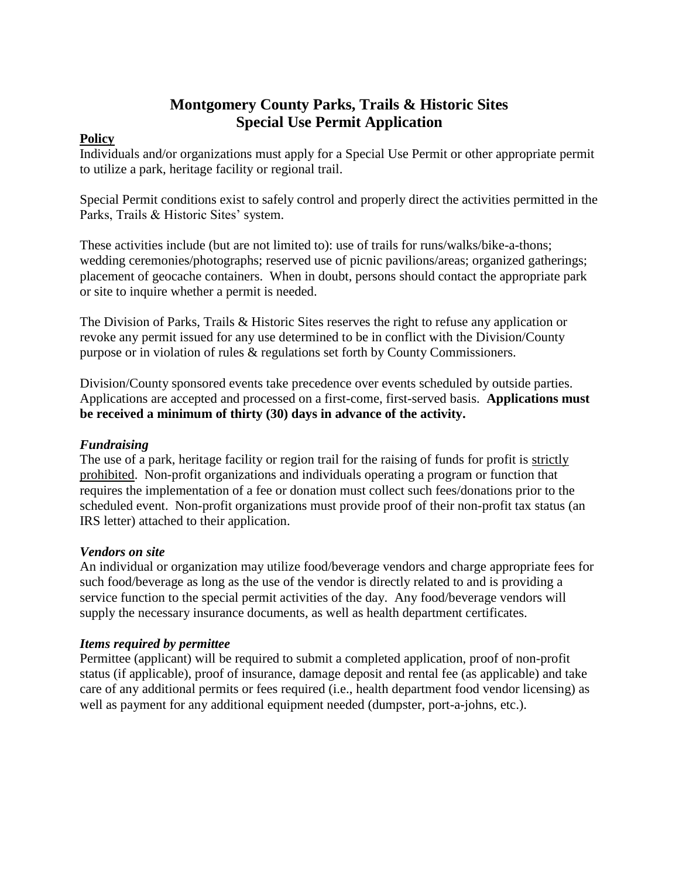# Montgomery County Parks, Trails & Historic Sites
# Special Use Permit Application

**Policy**

Individuals and/or organizations must apply for a Special Use Permit or other appropriate permit to utilize a park, heritage facility or regional trail.

Special Permit conditions exist to safely control and properly direct the activities permitted in the Parks, Trails & Historic Sites' system.

These activities include (but are not limited to): use of trails for runs/walks/bike-a-thons; wedding ceremonies/photographs; reserved use of picnic pavilions/areas; organized gatherings; placement of geocache containers. When in doubt, persons should contact the appropriate park or site to inquire whether a permit is needed.

The Division of Parks, Trails & Historic Sites reserves the right to refuse any application or revoke any permit issued for any use determined to be in conflict with the Division/County purpose or in violation of rules & regulations set forth by County Commissioners.

Division/County sponsored events take precedence over events scheduled by outside parties. Applications are accepted and processed on a first-come, first-served basis. **Applications must be received a minimum of thirty (30) days in advance of the activity.**

***Fundraising***

The use of a park, heritage facility or region trail for the raising of funds for profit is strictly prohibited. Non-profit organizations and individuals operating a program or function that requires the implementation of a fee or donation must collect such fees/donations prior to the scheduled event. Non-profit organizations must provide proof of their non-profit tax status (an IRS letter) attached to their application.

***Vendors on site***

An individual or organization may utilize food/beverage vendors and charge appropriate fees for such food/beverage as long as the use of the vendor is directly related to and is providing a service function to the special permit activities of the day. Any food/beverage vendors will supply the necessary insurance documents, as well as health department certificates.

***Items required by permittee***

Permittee (applicant) will be required to submit a completed application, proof of non-profit status (if applicable), proof of insurance, damage deposit and rental fee (as applicable) and take care of any additional permits or fees required (i.e., health department food vendor licensing) as well as payment for any additional equipment needed (dumpster, port-a-johns, etc.).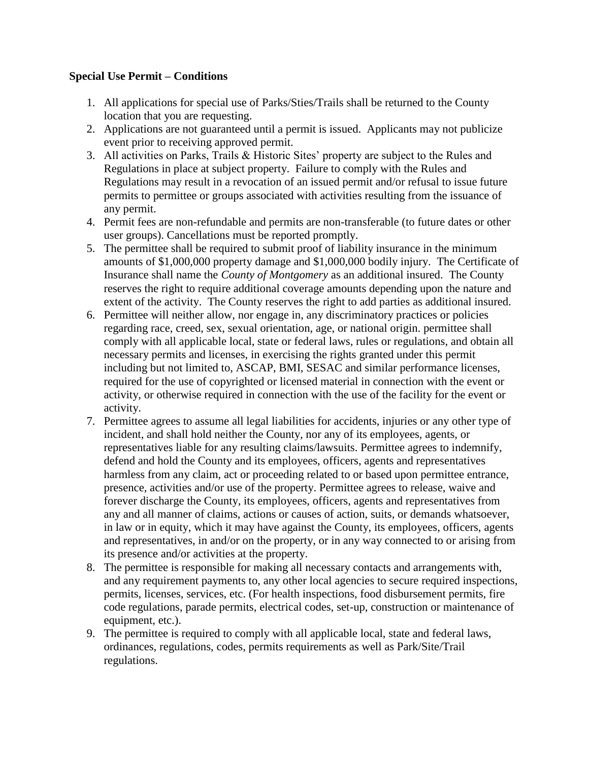**Special Use Permit – Conditions**

1. All applications for special use of Parks/Sties/Trails shall be returned to the County location that you are requesting.
2. Applications are not guaranteed until a permit is issued. Applicants may not publicize event prior to receiving approved permit.
3. All activities on Parks, Trails & Historic Sites' property are subject to the Rules and Regulations in place at subject property. Failure to comply with the Rules and Regulations may result in a revocation of an issued permit and/or refusal to issue future permits to permittee or groups associated with activities resulting from the issuance of any permit.
4. Permit fees are non-refundable and permits are non-transferable (to future dates or other user groups). Cancellations must be reported promptly.
5. The permittee shall be required to submit proof of liability insurance in the minimum amounts of $1,000,000 property damage and $1,000,000 bodily injury. The Certificate of Insurance shall name the *County of Montgomery* as an additional insured. The County reserves the right to require additional coverage amounts depending upon the nature and extent of the activity. The County reserves the right to add parties as additional insured.
6. Permittee will neither allow, nor engage in, any discriminatory practices or policies regarding race, creed, sex, sexual orientation, age, or national origin. permittee shall comply with all applicable local, state or federal laws, rules or regulations, and obtain all necessary permits and licenses, in exercising the rights granted under this permit including but not limited to, ASCAP, BMI, SESAC and similar performance licenses, required for the use of copyrighted or licensed material in connection with the event or activity, or otherwise required in connection with the use of the facility for the event or activity.
7. Permittee agrees to assume all legal liabilities for accidents, injuries or any other type of incident, and shall hold neither the County, nor any of its employees, agents, or representatives liable for any resulting claims/lawsuits. Permittee agrees to indemnify, defend and hold the County and its employees, officers, agents and representatives harmless from any claim, act or proceeding related to or based upon permittee entrance, presence, activities and/or use of the property. Permittee agrees to release, waive and forever discharge the County, its employees, officers, agents and representatives from any and all manner of claims, actions or causes of action, suits, or demands whatsoever, in law or in equity, which it may have against the County, its employees, officers, agents and representatives, in and/or on the property, or in any way connected to or arising from its presence and/or activities at the property.
8. The permittee is responsible for making all necessary contacts and arrangements with, and any requirement payments to, any other local agencies to secure required inspections, permits, licenses, services, etc. (For health inspections, food disbursement permits, fire code regulations, parade permits, electrical codes, set-up, construction or maintenance of equipment, etc.).
9. The permittee is required to comply with all applicable local, state and federal laws, ordinances, regulations, codes, permits requirements as well as Park/Site/Trail regulations.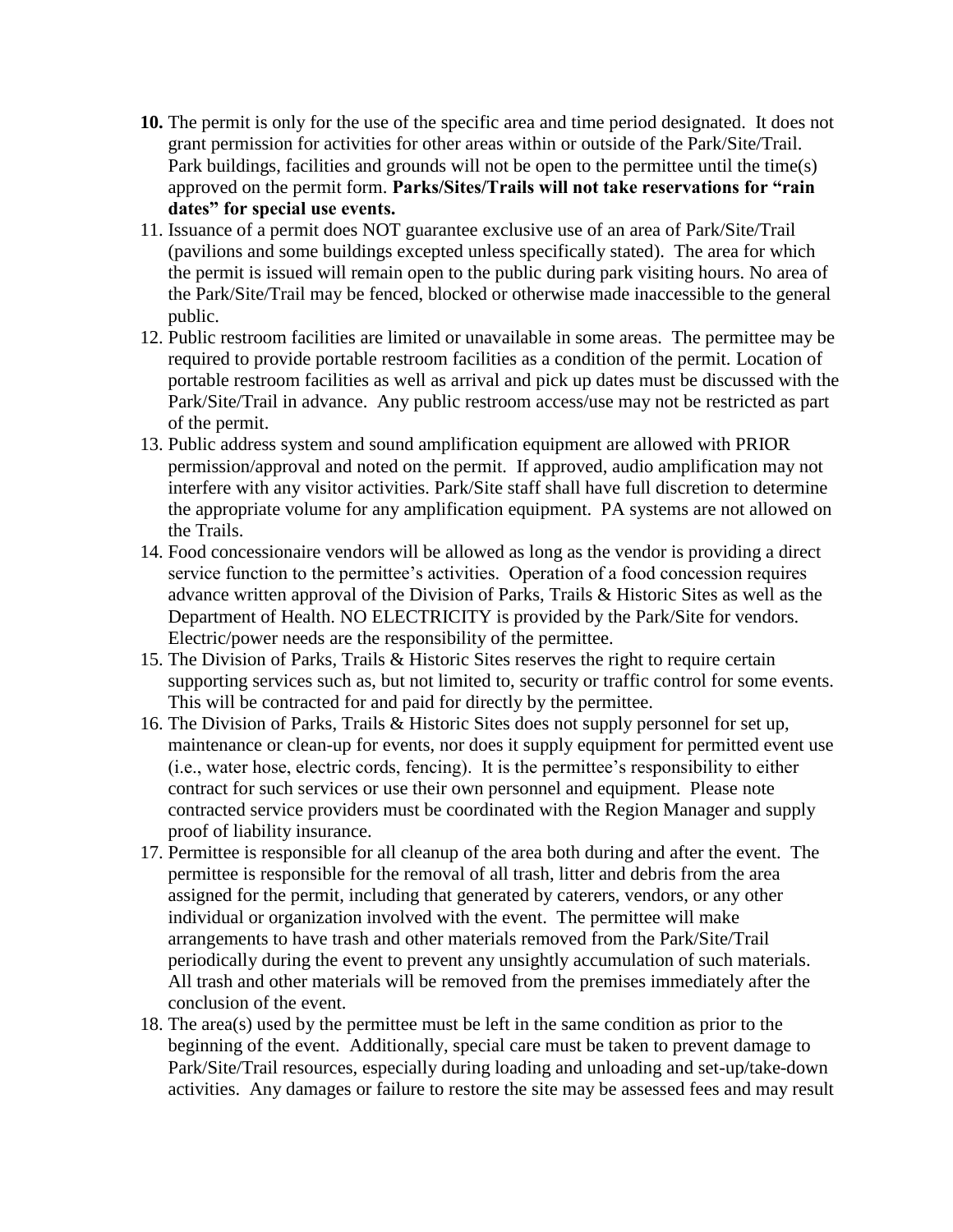**10.** The permit is only for the use of the specific area and time period designated. It does not grant permission for activities for other areas within or outside of the Park/Site/Trail. Park buildings, facilities and grounds will not be open to the permittee until the time(s) approved on the permit form. **Parks/Sites/Trails will not take reservations for "rain dates" for special use events.**

11. Issuance of a permit does NOT guarantee exclusive use of an area of Park/Site/Trail (pavilions and some buildings excepted unless specifically stated). The area for which the permit is issued will remain open to the public during park visiting hours. No area of the Park/Site/Trail may be fenced, blocked or otherwise made inaccessible to the general public.
12. Public restroom facilities are limited or unavailable in some areas. The permittee may be required to provide portable restroom facilities as a condition of the permit. Location of portable restroom facilities as well as arrival and pick up dates must be discussed with the Park/Site/Trail in advance. Any public restroom access/use may not be restricted as part of the permit.
13. Public address system and sound amplification equipment are allowed with PRIOR permission/approval and noted on the permit. If approved, audio amplification may not interfere with any visitor activities. Park/Site staff shall have full discretion to determine the appropriate volume for any amplification equipment. PA systems are not allowed on the Trails.
14. Food concessionaire vendors will be allowed as long as the vendor is providing a direct service function to the permittee's activities. Operation of a food concession requires advance written approval of the Division of Parks, Trails & Historic Sites as well as the Department of Health. NO ELECTRICITY is provided by the Park/Site for vendors. Electric/power needs are the responsibility of the permittee.
15. The Division of Parks, Trails & Historic Sites reserves the right to require certain supporting services such as, but not limited to, security or traffic control for some events. This will be contracted for and paid for directly by the permittee.
16. The Division of Parks, Trails & Historic Sites does not supply personnel for set up, maintenance or clean-up for events, nor does it supply equipment for permitted event use (i.e., water hose, electric cords, fencing). It is the permittee's responsibility to either contract for such services or use their own personnel and equipment. Please note contracted service providers must be coordinated with the Region Manager and supply proof of liability insurance.
17. Permittee is responsible for all cleanup of the area both during and after the event. The permittee is responsible for the removal of all trash, litter and debris from the area assigned for the permit, including that generated by caterers, vendors, or any other individual or organization involved with the event. The permittee will make arrangements to have trash and other materials removed from the Park/Site/Trail periodically during the event to prevent any unsightly accumulation of such materials. All trash and other materials will be removed from the premises immediately after the conclusion of the event.
18. The area(s) used by the permittee must be left in the same condition as prior to the beginning of the event. Additionally, special care must be taken to prevent damage to Park/Site/Trail resources, especially during loading and unloading and set-up/take-down activities. Any damages or failure to restore the site may be assessed fees and may result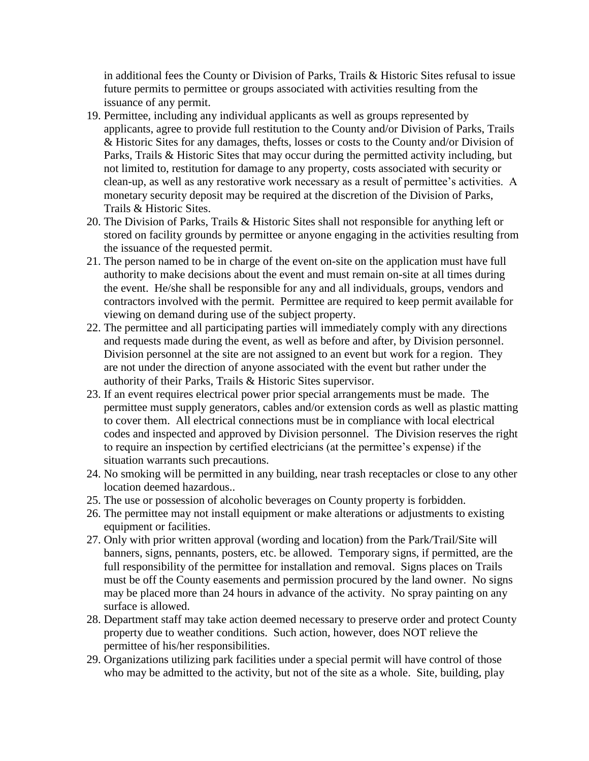in additional fees the County or Division of Parks, Trails & Historic Sites refusal to issue future permits to permittee or groups associated with activities resulting from the issuance of any permit.

19. Permittee, including any individual applicants as well as groups represented by applicants, agree to provide full restitution to the County and/or Division of Parks, Trails & Historic Sites for any damages, thefts, losses or costs to the County and/or Division of Parks, Trails & Historic Sites that may occur during the permitted activity including, but not limited to, restitution for damage to any property, costs associated with security or clean-up, as well as any restorative work necessary as a result of permittee's activities. A monetary security deposit may be required at the discretion of the Division of Parks, Trails & Historic Sites.
20. The Division of Parks, Trails & Historic Sites shall not responsible for anything left or stored on facility grounds by permittee or anyone engaging in the activities resulting from the issuance of the requested permit.
21. The person named to be in charge of the event on-site on the application must have full authority to make decisions about the event and must remain on-site at all times during the event. He/she shall be responsible for any and all individuals, groups, vendors and contractors involved with the permit. Permittee are required to keep permit available for viewing on demand during use of the subject property.
22. The permittee and all participating parties will immediately comply with any directions and requests made during the event, as well as before and after, by Division personnel. Division personnel at the site are not assigned to an event but work for a region. They are not under the direction of anyone associated with the event but rather under the authority of their Parks, Trails & Historic Sites supervisor.
23. If an event requires electrical power prior special arrangements must be made. The permittee must supply generators, cables and/or extension cords as well as plastic matting to cover them. All electrical connections must be in compliance with local electrical codes and inspected and approved by Division personnel. The Division reserves the right to require an inspection by certified electricians (at the permittee's expense) if the situation warrants such precautions.
24. No smoking will be permitted in any building, near trash receptacles or close to any other location deemed hazardous..
25. The use or possession of alcoholic beverages on County property is forbidden.
26. The permittee may not install equipment or make alterations or adjustments to existing equipment or facilities.
27. Only with prior written approval (wording and location) from the Park/Trail/Site will banners, signs, pennants, posters, etc. be allowed. Temporary signs, if permitted, are the full responsibility of the permittee for installation and removal. Signs places on Trails must be off the County easements and permission procured by the land owner. No signs may be placed more than 24 hours in advance of the activity. No spray painting on any surface is allowed.
28. Department staff may take action deemed necessary to preserve order and protect County property due to weather conditions. Such action, however, does NOT relieve the permittee of his/her responsibilities.
29. Organizations utilizing park facilities under a special permit will have control of those who may be admitted to the activity, but not of the site as a whole. Site, building, play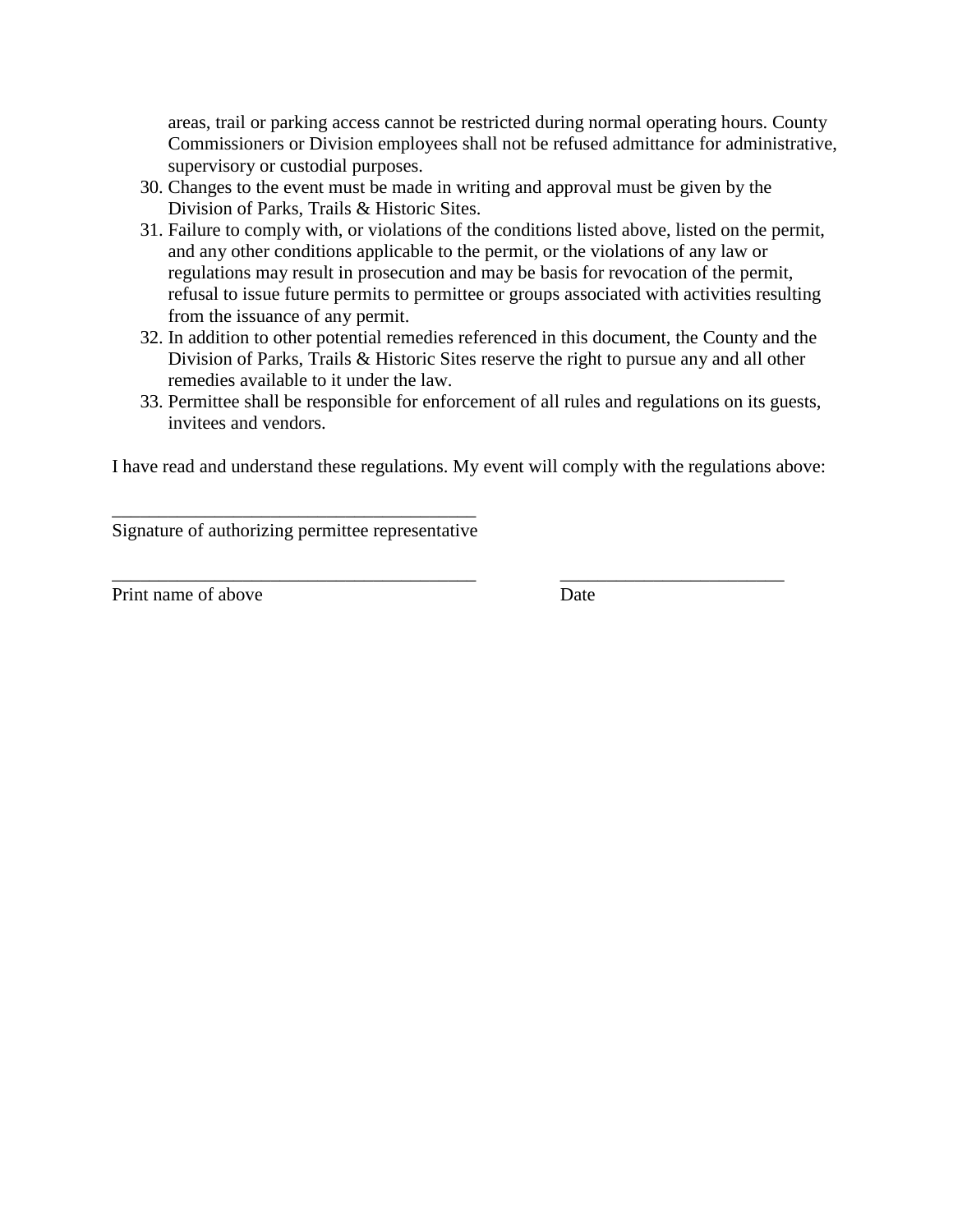areas, trail or parking access cannot be restricted during normal operating hours. County Commissioners or Division employees shall not be refused admittance for administrative, supervisory or custodial purposes.

30. Changes to the event must be made in writing and approval must be given by the Division of Parks, Trails & Historic Sites.
31. Failure to comply with, or violations of the conditions listed above, listed on the permit, and any other conditions applicable to the permit, or the violations of any law or regulations may result in prosecution and may be basis for revocation of the permit, refusal to issue future permits to permittee or groups associated with activities resulting from the issuance of any permit.
32. In addition to other potential remedies referenced in this document, the County and the Division of Parks, Trails & Historic Sites reserve the right to pursue any and all other remedies available to it under the law.
33. Permittee shall be responsible for enforcement of all rules and regulations on its guests, invitees and vendors.

I have read and understand these regulations. My event will comply with the regulations above:

________________________________________
Signature of authorizing permittee representative

________________________________________ ________________________
Print name of above Date